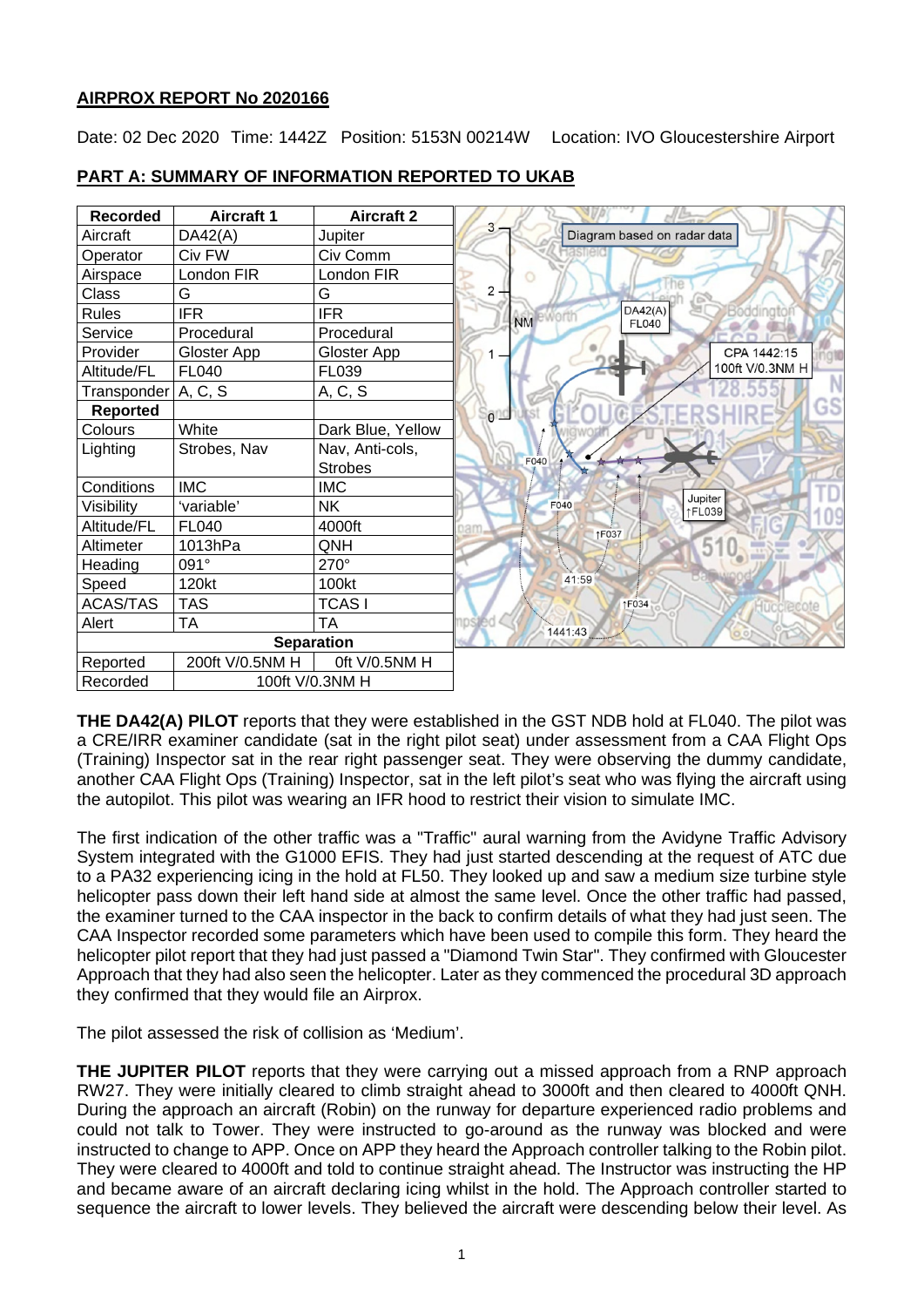**AIRPROX REPORT No 2020166**

Date: 02 Dec 2020 Time: 1442Z Position: 5153N 00214W Location: IVO Gloucestershire Airport

**PART A: SUMMARY OF INFORMATION REPORTED TO UKAB**

| Recorded | Aircraft 1 | Aircraft 2 |
|---|---|---|
| Aircraft | DA42(A) | Jupiter |
| Operator | Civ FW | Civ Comm |
| Airspace | London FIR | London FIR |
| Class | G | G |
| Rules | IFR | IFR |
| Service | Procedural | Procedural |
| Provider | Gloster App | Gloster App |
| Altitude/FL | FL040 | FL039 |
| Transponder | A, C, S | A, C, S |
| **Reported** | | |
| Colours | White | Dark Blue, Yellow |
| Lighting | Strobes, Nav | Nav, Anti-cols, Strobes |
| Conditions | IMC | IMC |
| Visibility | 'variable' | NK |
| Altitude/FL | FL040 | 4000ft |
| Altimeter | 1013hPa | QNH |
| Heading | 091° | 270° |
| Speed | 120kt | 100kt |
| ACAS/TAS | TAS | TCAS I |
| Alert | TA | TA |
| **Separation** | | |
| Reported | 200ft V/0.5NM H | 0ft V/0.5NM H |
| Recorded | 100ft V/0.3NM H | |

Diagram based on radar data

**THE DA42(A) PILOT** reports that they were established in the GST NDB hold at FL040. The pilot was a CRE/IRR examiner candidate (sat in the right pilot seat) under assessment from a CAA Flight Ops (Training) Inspector sat in the rear right passenger seat. They were observing the dummy candidate, another CAA Flight Ops (Training) Inspector, sat in the left pilot's seat who was flying the aircraft using the autopilot. This pilot was wearing an IFR hood to restrict their vision to simulate IMC.

The first indication of the other traffic was a "Traffic" aural warning from the Avidyne Traffic Advisory System integrated with the G1000 EFIS. They had just started descending at the request of ATC due to a PA32 experiencing icing in the hold at FL50. They looked up and saw a medium size turbine style helicopter pass down their left hand side at almost the same level. Once the other traffic had passed, the examiner turned to the CAA inspector in the back to confirm details of what they had just seen. The CAA Inspector recorded some parameters which have been used to compile this form. They heard the helicopter pilot report that they had just passed a "Diamond Twin Star". They confirmed with Gloucester Approach that they had also seen the helicopter. Later as they commenced the procedural 3D approach they confirmed that they would file an Airprox.

The pilot assessed the risk of collision as 'Medium'.

**THE JUPITER PILOT** reports that they were carrying out a missed approach from a RNP approach RW27. They were initially cleared to climb straight ahead to 3000ft and then cleared to 4000ft QNH. During the approach an aircraft (Robin) on the runway for departure experienced radio problems and could not talk to Tower. They were instructed to go-around as the runway was blocked and were instructed to change to APP. Once on APP they heard the Approach controller talking to the Robin pilot. They were cleared to 4000ft and told to continue straight ahead. The Instructor was instructing the HP and became aware of an aircraft declaring icing whilst in the hold. The Approach controller started to sequence the aircraft to lower levels. They believed the aircraft were descending below their level. As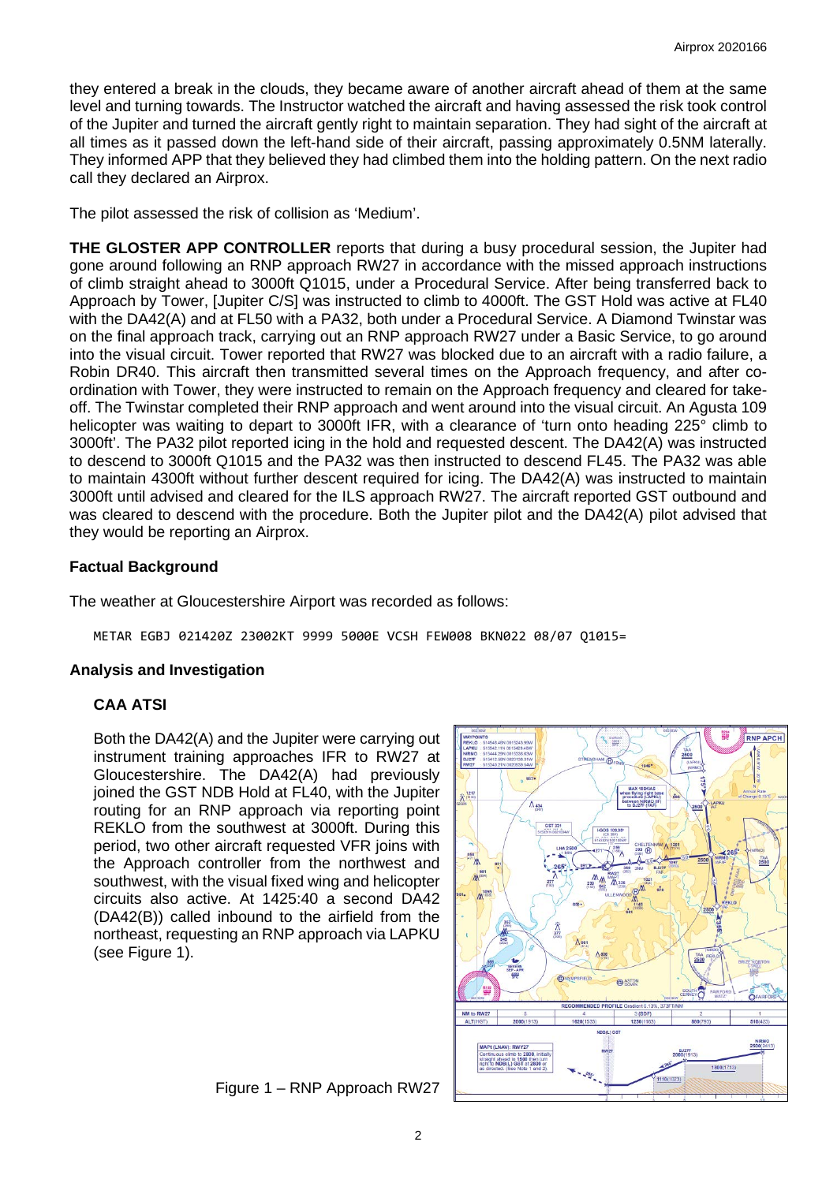they entered a break in the clouds, they became aware of another aircraft ahead of them at the same level and turning towards. The Instructor watched the aircraft and having assessed the risk took control of the Jupiter and turned the aircraft gently right to maintain separation. They had sight of the aircraft at all times as it passed down the left-hand side of their aircraft, passing approximately 0.5NM laterally. They informed APP that they believed they had climbed them into the holding pattern. On the next radio call they declared an Airprox.

The pilot assessed the risk of collision as 'Medium'.

**THE GLOSTER APP CONTROLLER** reports that during a busy procedural session, the Jupiter had gone around following an RNP approach RW27 in accordance with the missed approach instructions of climb straight ahead to 3000ft Q1015, under a Procedural Service. After being transferred back to Approach by Tower, [Jupiter C/S] was instructed to climb to 4000ft. The GST Hold was active at FL40 with the DA42(A) and at FL50 with a PA32, both under a Procedural Service. A Diamond Twinstar was on the final approach track, carrying out an RNP approach RW27 under a Basic Service, to go around into the visual circuit. Tower reported that RW27 was blocked due to an aircraft with a radio failure, a Robin DR40. This aircraft then transmitted several times on the Approach frequency, and after co-ordination with Tower, they were instructed to remain on the Approach frequency and cleared for take-off. The Twinstar completed their RNP approach and went around into the visual circuit. An Agusta 109 helicopter was waiting to depart to 3000ft IFR, with a clearance of 'turn onto heading 225° climb to 3000ft'. The PA32 pilot reported icing in the hold and requested descent. The DA42(A) was instructed to descend to 3000ft Q1015 and the PA32 was then instructed to descend FL45. The PA32 was able to maintain 4300ft without further descent required for icing. The DA42(A) was instructed to maintain 3000ft until advised and cleared for the ILS approach RW27. The aircraft reported GST outbound and was cleared to descend with the procedure. Both the Jupiter pilot and the DA42(A) pilot advised that they would be reporting an Airprox.

## Factual Background

The weather at Gloucestershire Airport was recorded as follows:

```
METAR EGBJ 021420Z 23002KT 9999 5000E VCSH FEW008 BKN022 08/07 Q1015=
```

## Analysis and Investigation

### CAA ATSI

Both the DA42(A) and the Jupiter were carrying out instrument training approaches to RW27 at Gloucestershire. The DA42(A) had previously joined the GST NDB Hold at FL40, with the Jupiter routing for an RNP approach via reporting point REKLO from the southwest at 3000ft. During this period, two other aircraft requested VFR joins with the Approach controller from the northwest and southwest, with the visual fixed wing and helicopter circuits also active. At 1425:40 a second DA42 (DA42(B)) called inbound to the airfield from the northeast, requesting an RNP approach via LAPKU (see Figure 1).

Figure 1 – RNP Approach RW27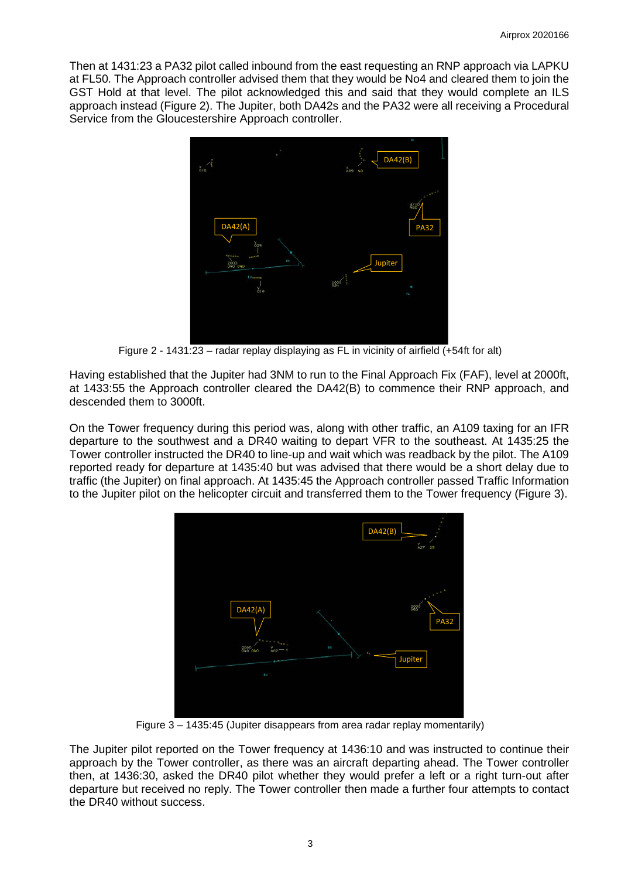Then at 1431:23 a PA32 pilot called inbound from the east requesting an RNP approach via LAPKU at FL50. The Approach controller advised them that they would be No4 and cleared them to join the GST Hold at that level. The pilot acknowledged this and said that they would complete an ILS approach instead (Figure 2). The Jupiter, both DA42s and the PA32 were all receiving a Procedural Service from the Gloucestershire Approach controller.

Figure 2 - 1431:23 – radar replay displaying as FL in vicinity of airfield (+54ft for alt)

Having established that the Jupiter had 3NM to run to the Final Approach Fix (FAF), level at 2000ft, at 1433:55 the Approach controller cleared the DA42(B) to commence their RNP approach, and descended them to 3000ft.

On the Tower frequency during this period was, along with other traffic, an A109 taxing for an IFR departure to the southwest and a DR40 waiting to depart VFR to the southeast. At 1435:25 the Tower controller instructed the DR40 to line-up and wait which was readback by the pilot. The A109 reported ready for departure at 1435:40 but was advised that there would be a short delay due to traffic (the Jupiter) on final approach. At 1435:45 the Approach controller passed Traffic Information to the Jupiter pilot on the helicopter circuit and transferred them to the Tower frequency (Figure 3).

Figure 3 – 1435:45 (Jupiter disappears from area radar replay momentarily)

The Jupiter pilot reported on the Tower frequency at 1436:10 and was instructed to continue their approach by the Tower controller, as there was an aircraft departing ahead. The Tower controller then, at 1436:30, asked the DR40 pilot whether they would prefer a left or a right turn-out after departure but received no reply. The Tower controller then made a further four attempts to contact the DR40 without success.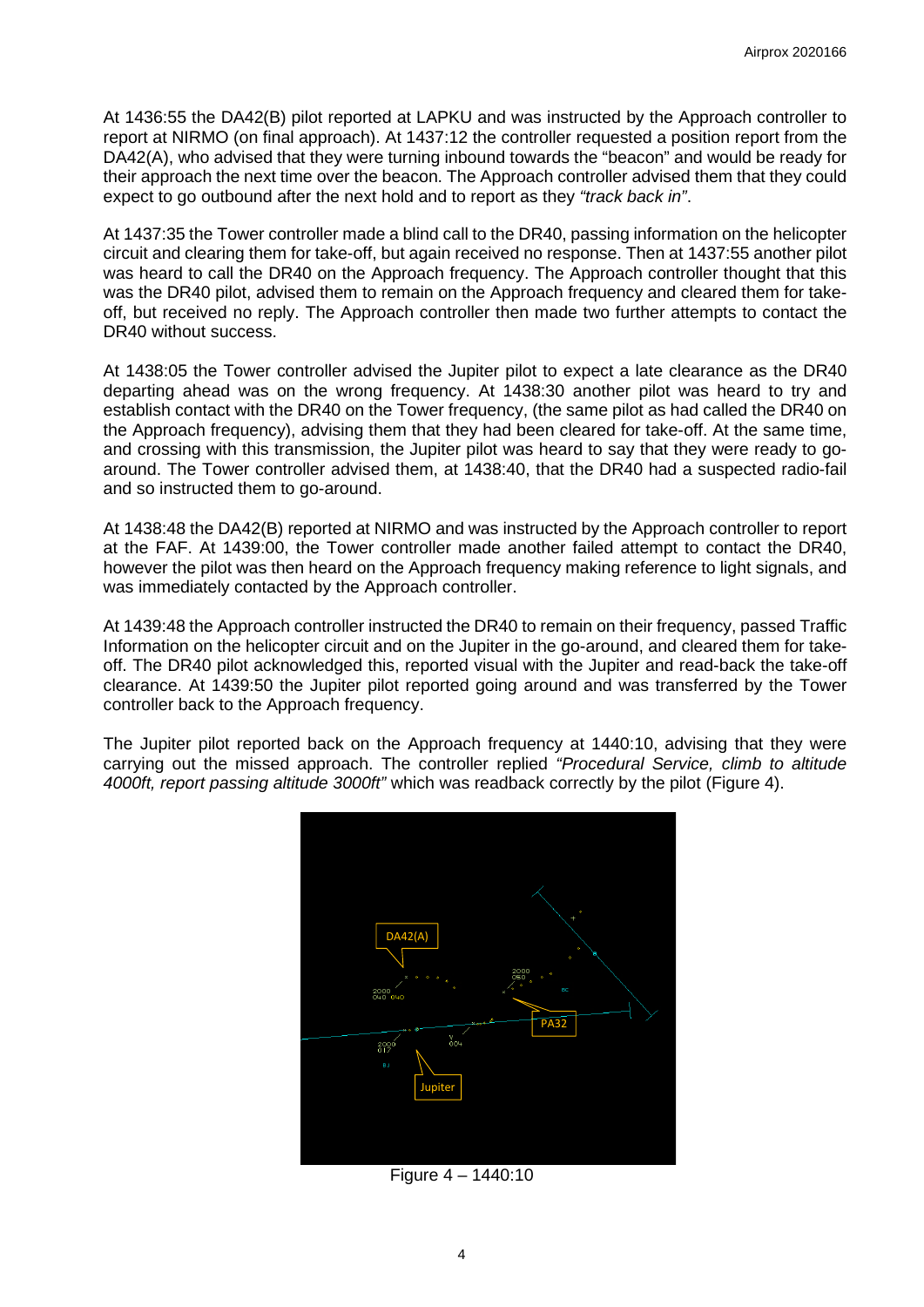At 1436:55 the DA42(B) pilot reported at LAPKU and was instructed by the Approach controller to report at NIRMO (on final approach). At 1437:12 the controller requested a position report from the DA42(A), who advised that they were turning inbound towards the "beacon" and would be ready for their approach the next time over the beacon. The Approach controller advised them that they could expect to go outbound after the next hold and to report as they *"track back in"*.

At 1437:35 the Tower controller made a blind call to the DR40, passing information on the helicopter circuit and clearing them for take-off, but again received no response. Then at 1437:55 another pilot was heard to call the DR40 on the Approach frequency. The Approach controller thought that this was the DR40 pilot, advised them to remain on the Approach frequency and cleared them for take-off, but received no reply. The Approach controller then made two further attempts to contact the DR40 without success.

At 1438:05 the Tower controller advised the Jupiter pilot to expect a late clearance as the DR40 departing ahead was on the wrong frequency. At 1438:30 another pilot was heard to try and establish contact with the DR40 on the Tower frequency, (the same pilot as had called the DR40 on the Approach frequency), advising them that they had been cleared for take-off. At the same time, and crossing with this transmission, the Jupiter pilot was heard to say that they were ready to go-around. The Tower controller advised them, at 1438:40, that the DR40 had a suspected radio-fail and so instructed them to go-around.

At 1438:48 the DA42(B) reported at NIRMO and was instructed by the Approach controller to report at the FAF. At 1439:00, the Tower controller made another failed attempt to contact the DR40, however the pilot was then heard on the Approach frequency making reference to light signals, and was immediately contacted by the Approach controller.

At 1439:48 the Approach controller instructed the DR40 to remain on their frequency, passed Traffic Information on the helicopter circuit and on the Jupiter in the go-around, and cleared them for take-off. The DR40 pilot acknowledged this, reported visual with the Jupiter and read-back the take-off clearance. At 1439:50 the Jupiter pilot reported going around and was transferred by the Tower controller back to the Approach frequency.

The Jupiter pilot reported back on the Approach frequency at 1440:10, advising that they were carrying out the missed approach. The controller replied *"Procedural Service, climb to altitude 4000ft, report passing altitude 3000ft"* which was readback correctly by the pilot (Figure 4).

Figure 4 – 1440:10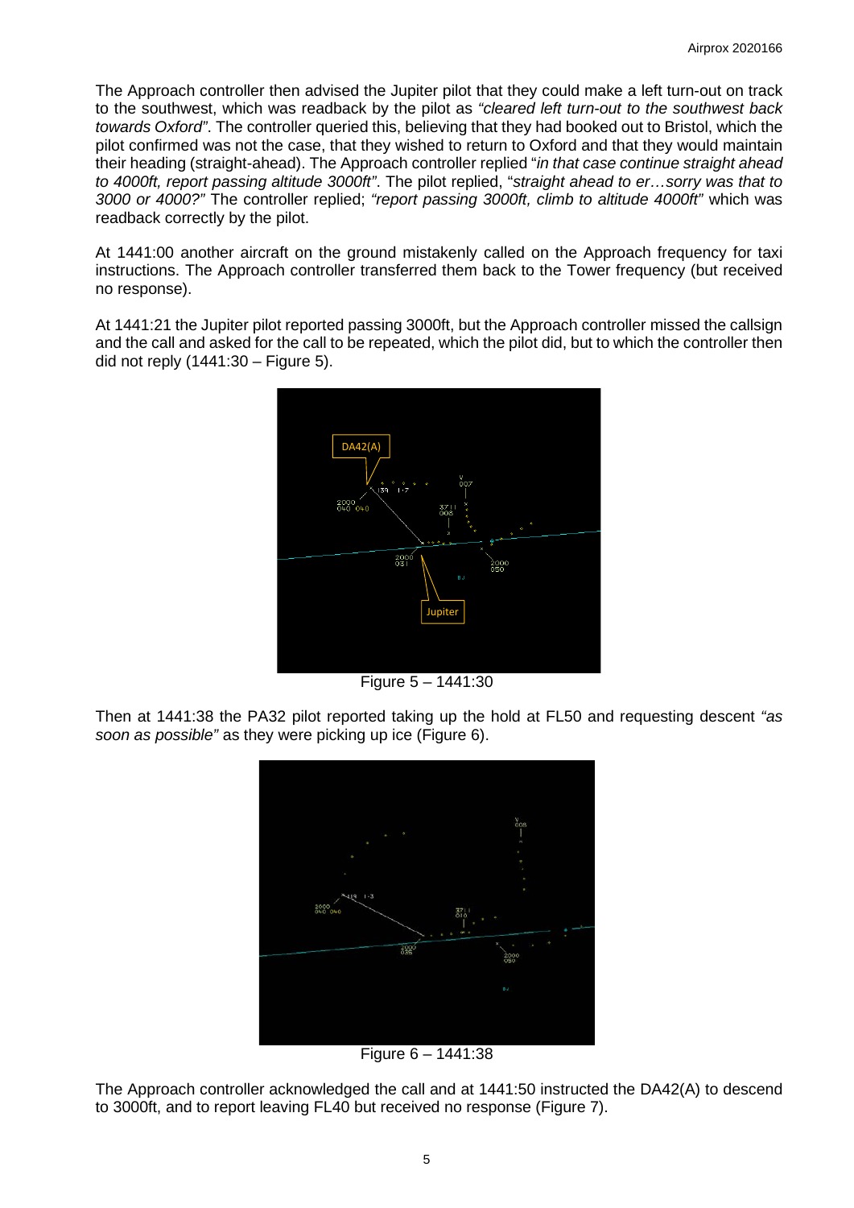The Approach controller then advised the Jupiter pilot that they could make a left turn-out on track to the southwest, which was readback by the pilot as *"cleared left turn-out to the southwest back towards Oxford"*. The controller queried this, believing that they had booked out to Bristol, which the pilot confirmed was not the case, that they wished to return to Oxford and that they would maintain their heading (straight-ahead). The Approach controller replied "*in that case continue straight ahead to 4000ft, report passing altitude 3000ft"*. The pilot replied, "*straight ahead to er…sorry was that to 3000 or 4000?"* The controller replied; *"report passing 3000ft, climb to altitude 4000ft"* which was readback correctly by the pilot.

At 1441:00 another aircraft on the ground mistakenly called on the Approach frequency for taxi instructions. The Approach controller transferred them back to the Tower frequency (but received no response).

At 1441:21 the Jupiter pilot reported passing 3000ft, but the Approach controller missed the callsign and the call and asked for the call to be repeated, which the pilot did, but to which the controller then did not reply (1441:30 – Figure 5).

Figure 5 – 1441:30

Then at 1441:38 the PA32 pilot reported taking up the hold at FL50 and requesting descent *"as soon as possible"* as they were picking up ice (Figure 6).

Figure 6 – 1441:38

The Approach controller acknowledged the call and at 1441:50 instructed the DA42(A) to descend to 3000ft, and to report leaving FL40 but received no response (Figure 7).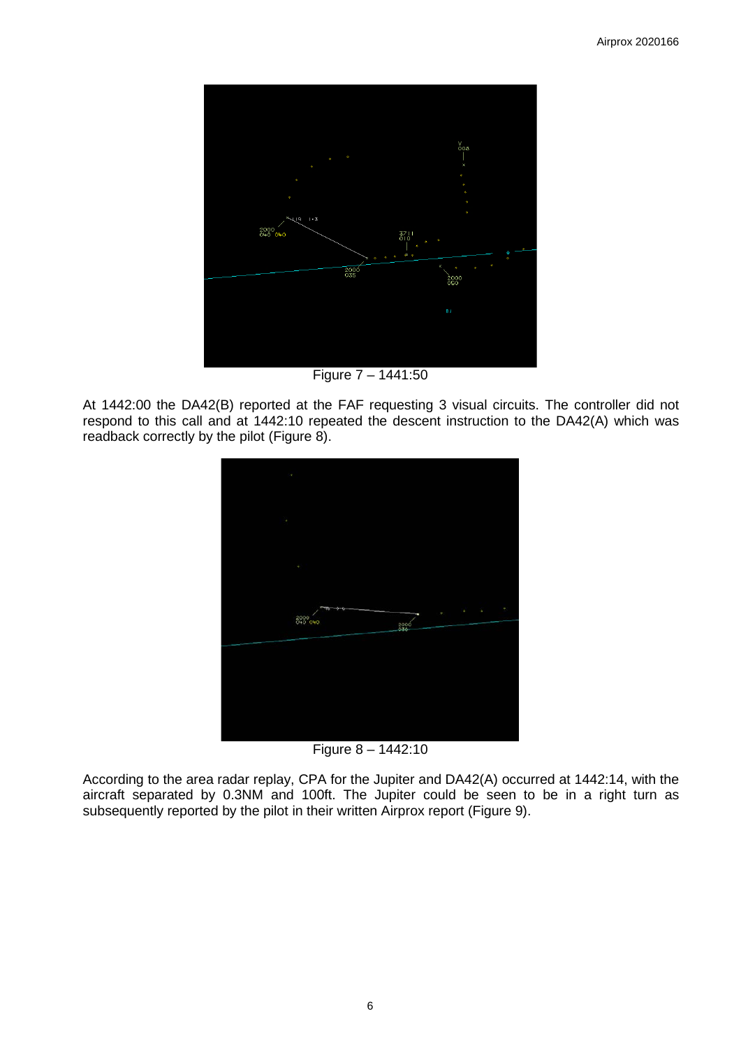Figure 7 – 1441:50

At 1442:00 the DA42(B) reported at the FAF requesting 3 visual circuits. The controller did not respond to this call and at 1442:10 repeated the descent instruction to the DA42(A) which was readback correctly by the pilot (Figure 8).

Figure 8 – 1442:10

According to the area radar replay, CPA for the Jupiter and DA42(A) occurred at 1442:14, with the aircraft separated by 0.3NM and 100ft. The Jupiter could be seen to be in a right turn as subsequently reported by the pilot in their written Airprox report (Figure 9).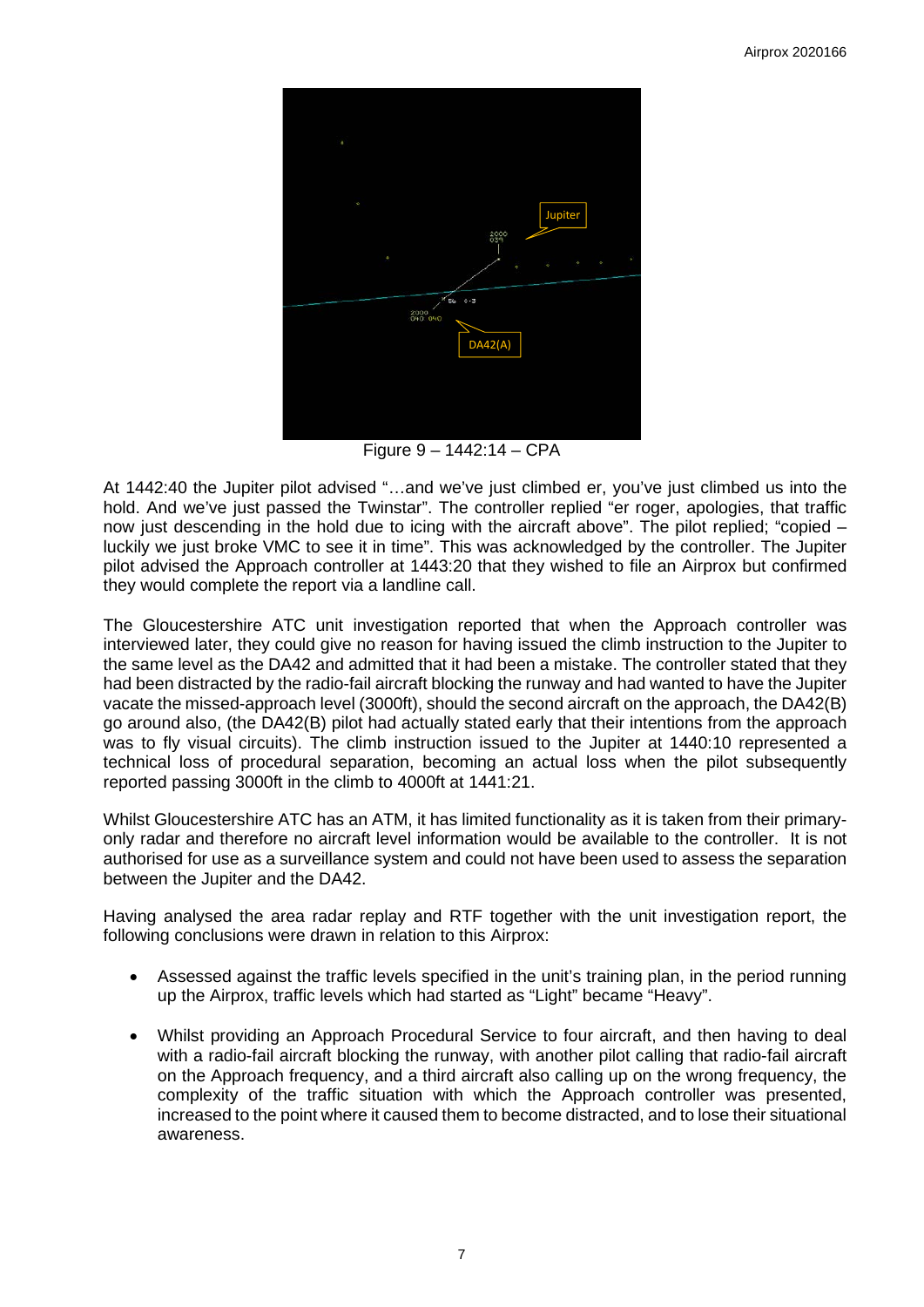Figure 9 – 1442:14 – CPA

At 1442:40 the Jupiter pilot advised "…and we've just climbed er, you've just climbed us into the hold. And we've just passed the Twinstar". The controller replied "er roger, apologies, that traffic now just descending in the hold due to icing with the aircraft above". The pilot replied; "copied – luckily we just broke VMC to see it in time". This was acknowledged by the controller. The Jupiter pilot advised the Approach controller at 1443:20 that they wished to file an Airprox but confirmed they would complete the report via a landline call.

The Gloucestershire ATC unit investigation reported that when the Approach controller was interviewed later, they could give no reason for having issued the climb instruction to the Jupiter to the same level as the DA42 and admitted that it had been a mistake. The controller stated that they had been distracted by the radio-fail aircraft blocking the runway and had wanted to have the Jupiter vacate the missed-approach level (3000ft), should the second aircraft on the approach, the DA42(B) go around also, (the DA42(B) pilot had actually stated early that their intentions from the approach was to fly visual circuits). The climb instruction issued to the Jupiter at 1440:10 represented a technical loss of procedural separation, becoming an actual loss when the pilot subsequently reported passing 3000ft in the climb to 4000ft at 1441:21.

Whilst Gloucestershire ATC has an ATM, it has limited functionality as it is taken from their primary-only radar and therefore no aircraft level information would be available to the controller. It is not authorised for use as a surveillance system and could not have been used to assess the separation between the Jupiter and the DA42.

Having analysed the area radar replay and RTF together with the unit investigation report, the following conclusions were drawn in relation to this Airprox:

- Assessed against the traffic levels specified in the unit's training plan, in the period running up the Airprox, traffic levels which had started as "Light" became "Heavy".

- Whilst providing an Approach Procedural Service to four aircraft, and then having to deal with a radio-fail aircraft blocking the runway, with another pilot calling that radio-fail aircraft on the Approach frequency, and a third aircraft also calling up on the wrong frequency, the complexity of the traffic situation with which the Approach controller was presented, increased to the point where it caused them to become distracted, and to lose their situational awareness.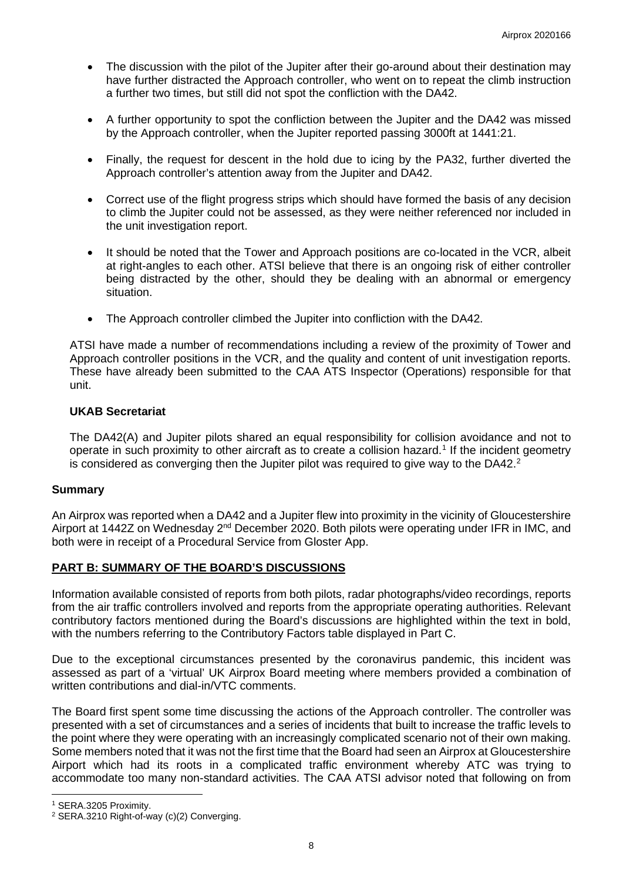- The discussion with the pilot of the Jupiter after their go-around about their destination may have further distracted the Approach controller, who went on to repeat the climb instruction a further two times, but still did not spot the confliction with the DA42.
- A further opportunity to spot the confliction between the Jupiter and the DA42 was missed by the Approach controller, when the Jupiter reported passing 3000ft at 1441:21.
- Finally, the request for descent in the hold due to icing by the PA32, further diverted the Approach controller's attention away from the Jupiter and DA42.
- Correct use of the flight progress strips which should have formed the basis of any decision to climb the Jupiter could not be assessed, as they were neither referenced nor included in the unit investigation report.
- It should be noted that the Tower and Approach positions are co-located in the VCR, albeit at right-angles to each other. ATSI believe that there is an ongoing risk of either controller being distracted by the other, should they be dealing with an abnormal or emergency situation.
- The Approach controller climbed the Jupiter into confliction with the DA42.

ATSI have made a number of recommendations including a review of the proximity of Tower and Approach controller positions in the VCR, and the quality and content of unit investigation reports. These have already been submitted to the CAA ATS Inspector (Operations) responsible for that unit.

### UKAB Secretariat

The DA42(A) and Jupiter pilots shared an equal responsibility for collision avoidance and not to operate in such proximity to other aircraft as to create a collision hazard.[1] If the incident geometry is considered as converging then the Jupiter pilot was required to give way to the DA42.[2]

## Summary

An Airprox was reported when a DA42 and a Jupiter flew into proximity in the vicinity of Gloucestershire Airport at 1442Z on Wednesday 2nd December 2020. Both pilots were operating under IFR in IMC, and both were in receipt of a Procedural Service from Gloster App.

## PART B: SUMMARY OF THE BOARD'S DISCUSSIONS

Information available consisted of reports from both pilots, radar photographs/video recordings, reports from the air traffic controllers involved and reports from the appropriate operating authorities. Relevant contributory factors mentioned during the Board's discussions are highlighted within the text in bold, with the numbers referring to the Contributory Factors table displayed in Part C.

Due to the exceptional circumstances presented by the coronavirus pandemic, this incident was assessed as part of a 'virtual' UK Airprox Board meeting where members provided a combination of written contributions and dial-in/VTC comments.

The Board first spent some time discussing the actions of the Approach controller. The controller was presented with a set of circumstances and a series of incidents that built to increase the traffic levels to the point where they were operating with an increasingly complicated scenario not of their own making. Some members noted that it was not the first time that the Board had seen an Airprox at Gloucestershire Airport which had its roots in a complicated traffic environment whereby ATC was trying to accommodate too many non-standard activities. The CAA ATSI advisor noted that following on from

[1] SERA.3205 Proximity.

[2] SERA.3210 Right-of-way (c)(2) Converging.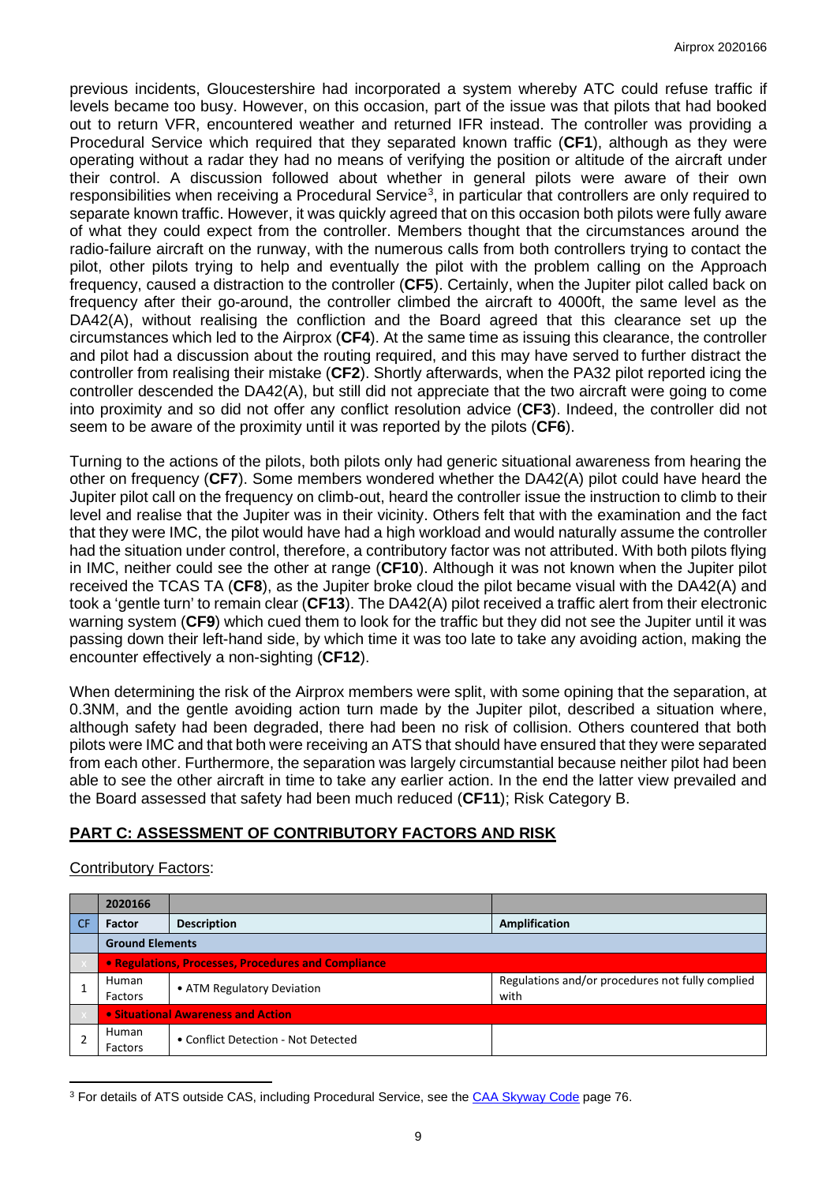previous incidents, Gloucestershire had incorporated a system whereby ATC could refuse traffic if levels became too busy. However, on this occasion, part of the issue was that pilots that had booked out to return VFR, encountered weather and returned IFR instead. The controller was providing a Procedural Service which required that they separated known traffic (**CF1**), although as they were operating without a radar they had no means of verifying the position or altitude of the aircraft under their control. A discussion followed about whether in general pilots were aware of their own responsibilities when receiving a Procedural Service[3], in particular that controllers are only required to separate known traffic. However, it was quickly agreed that on this occasion both pilots were fully aware of what they could expect from the controller. Members thought that the circumstances around the radio-failure aircraft on the runway, with the numerous calls from both controllers trying to contact the pilot, other pilots trying to help and eventually the pilot with the problem calling on the Approach frequency, caused a distraction to the controller (**CF5**). Certainly, when the Jupiter pilot called back on frequency after their go-around, the controller climbed the aircraft to 4000ft, the same level as the DA42(A), without realising the confliction and the Board agreed that this clearance set up the circumstances which led to the Airprox (**CF4**). At the same time as issuing this clearance, the controller and pilot had a discussion about the routing required, and this may have served to further distract the controller from realising their mistake (**CF2**). Shortly afterwards, when the PA32 pilot reported icing the controller descended the DA42(A), but still did not appreciate that the two aircraft were going to come into proximity and so did not offer any conflict resolution advice (**CF3**). Indeed, the controller did not seem to be aware of the proximity until it was reported by the pilots (**CF6**).

Turning to the actions of the pilots, both pilots only had generic situational awareness from hearing the other on frequency (**CF7**). Some members wondered whether the DA42(A) pilot could have heard the Jupiter pilot call on the frequency on climb-out, heard the controller issue the instruction to climb to their level and realise that the Jupiter was in their vicinity. Others felt that with the examination and the fact that they were IMC, the pilot would have had a high workload and would naturally assume the controller had the situation under control, therefore, a contributory factor was not attributed. With both pilots flying in IMC, neither could see the other at range (**CF10**). Although it was not known when the Jupiter pilot received the TCAS TA (**CF8**), as the Jupiter broke cloud the pilot became visual with the DA42(A) and took a 'gentle turn' to remain clear (**CF13**). The DA42(A) pilot received a traffic alert from their electronic warning system (**CF9**) which cued them to look for the traffic but they did not see the Jupiter until it was passing down their left-hand side, by which time it was too late to take any avoiding action, making the encounter effectively a non-sighting (**CF12**).

When determining the risk of the Airprox members were split, with some opining that the separation, at 0.3NM, and the gentle avoiding action turn made by the Jupiter pilot, described a situation where, although safety had been degraded, there had been no risk of collision. Others countered that both pilots were IMC and that both were receiving an ATS that should have ensured that they were separated from each other. Furthermore, the separation was largely circumstantial because neither pilot had been able to see the other aircraft in time to take any earlier action. In the end the latter view prevailed and the Board assessed that safety had been much reduced (**CF11**); Risk Category B.

## PART C: ASSESSMENT OF CONTRIBUTORY FACTORS AND RISK

Contributory Factors:

| | 2020166 | | |
|---|---|---|---|
| **CF** | **Factor** | **Description** | **Amplification** |
| | **Ground Elements** | | |
| X | **• Regulations, Processes, Procedures and Compliance** | | |
| 1 | Human Factors | • ATM Regulatory Deviation | Regulations and/or procedures not fully complied with |
| X | **• Situational Awareness and Action** | | |
| 2 | Human Factors | • Conflict Detection - Not Detected | |

[3] For details of ATS outside CAS, including Procedural Service, see the CAA Skyway Code page 76.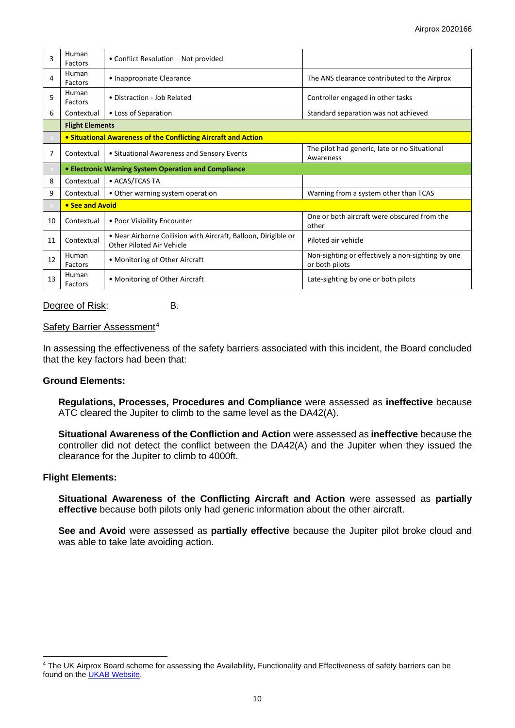| | | | |
|---|---|---|---|
| 3 | Human Factors | • Conflict Resolution – Not provided | |
| 4 | Human Factors | • Inappropriate Clearance | The ANS clearance contributed to the Airprox |
| 5 | Human Factors | • Distraction - Job Related | Controller engaged in other tasks |
| 6 | Contextual | • Loss of Separation | Standard separation was not achieved |
| | **Flight Elements** | | |
| x | **• Situational Awareness of the Conflicting Aircraft and Action** | | |
| 7 | Contextual | • Situational Awareness and Sensory Events | The pilot had generic, late or no Situational Awareness |
| x | **• Electronic Warning System Operation and Compliance** | | |
| 8 | Contextual | • ACAS/TCAS TA | |
| 9 | Contextual | • Other warning system operation | Warning from a system other than TCAS |
| x | **• See and Avoid** | | |
| 10 | Contextual | • Poor Visibility Encounter | One or both aircraft were obscured from the other |
| 11 | Contextual | • Near Airborne Collision with Aircraft, Balloon, Dirigible or Other Piloted Air Vehicle | Piloted air vehicle |
| 12 | Human Factors | • Monitoring of Other Aircraft | Non-sighting or effectively a non-sighting by one or both pilots |
| 13 | Human Factors | • Monitoring of Other Aircraft | Late-sighting by one or both pilots |

Degree of Risk: B.

Safety Barrier Assessment[4]

In assessing the effectiveness of the safety barriers associated with this incident, the Board concluded that the key factors had been that:

**Ground Elements:**

**Regulations, Processes, Procedures and Compliance** were assessed as **ineffective** because ATC cleared the Jupiter to climb to the same level as the DA42(A).

**Situational Awareness of the Confliction and Action** were assessed as **ineffective** because the controller did not detect the conflict between the DA42(A) and the Jupiter when they issued the clearance for the Jupiter to climb to 4000ft.

**Flight Elements:**

**Situational Awareness of the Conflicting Aircraft and Action** were assessed as **partially effective** because both pilots only had generic information about the other aircraft.

**See and Avoid** were assessed as **partially effective** because the Jupiter pilot broke cloud and was able to take late avoiding action.

[4] The UK Airprox Board scheme for assessing the Availability, Functionality and Effectiveness of safety barriers can be found on the UKAB Website.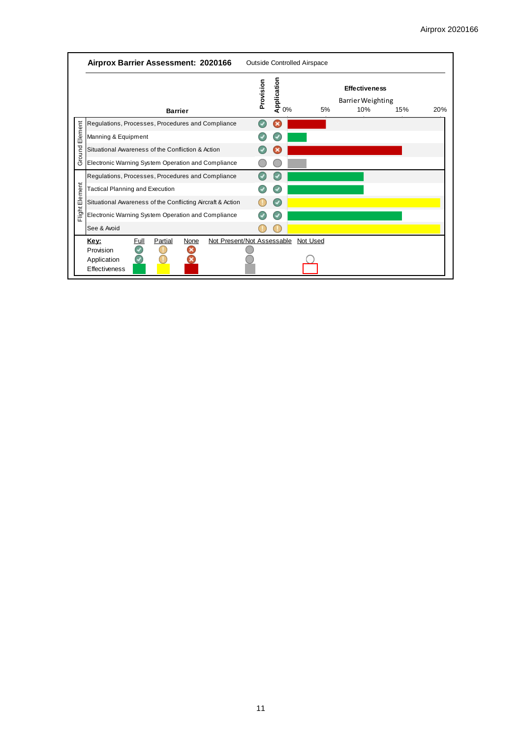**Airprox Barrier Assessment: 2020166** Outside Controlled Airspace

Provision
Application

Effectiveness

Barrier Weighting

0% 5% 10% 15% 20%

Barrier

Ground Element
- Regulations, Processes, Procedures and Compliance
- Manning & Equipment
- Situational Awareness of the Confliction & Action
- Electronic Warning System Operation and Compliance

Flight Element
- Regulations, Processes, Procedures and Compliance
- Tactical Planning and Execution
- Situational Awareness of the Conflicting Aircraft & Action
- Electronic Warning System Operation and Compliance
- See & Avoid

**Key:** Full, Partial, None, Not Present/Not Assessable, Not Used

Provision

Application

Effectiveness